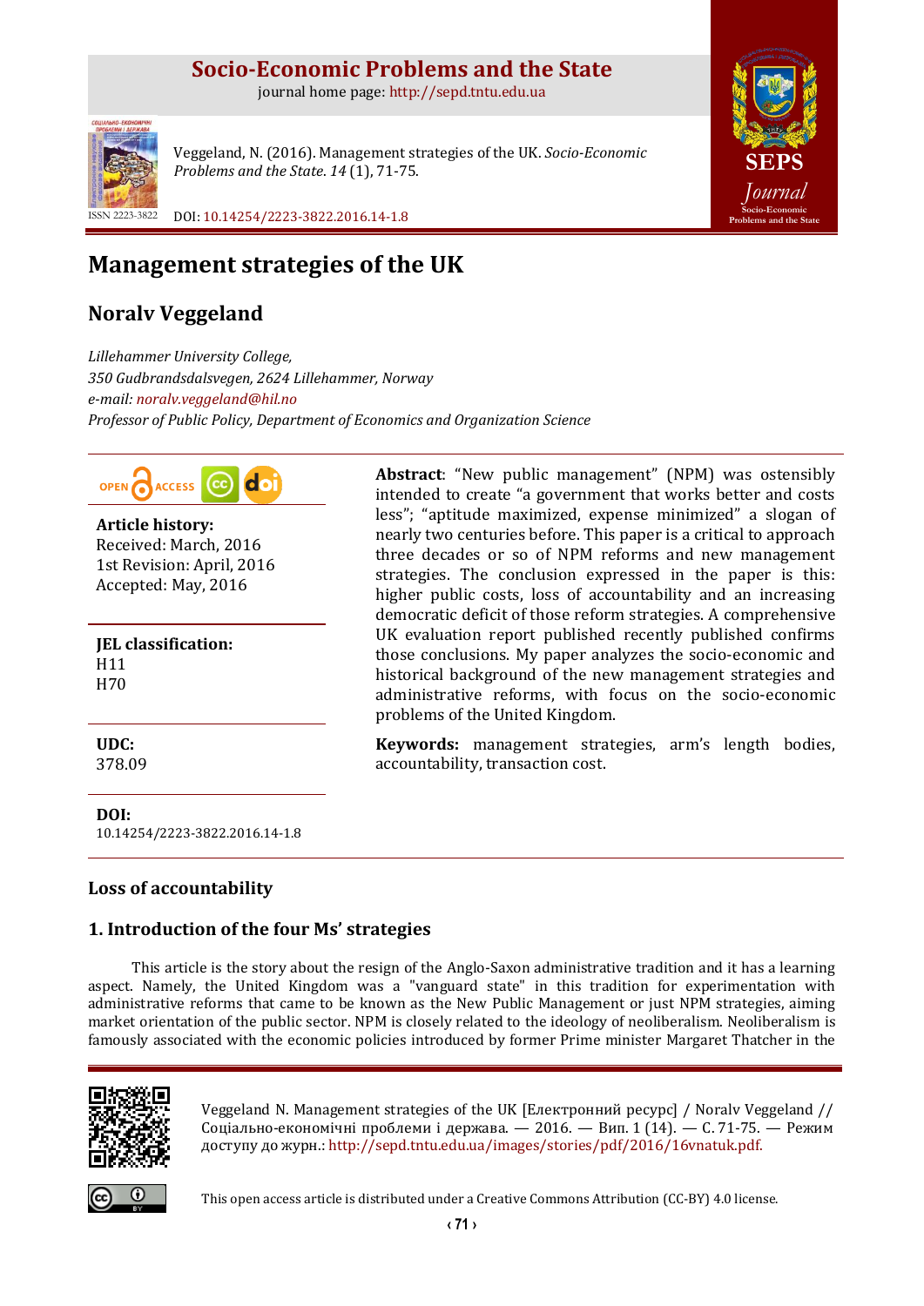# Socio-Economic Problems and the State

journal home page: http://sepd.tntu.edu.ua

Veggeland, N. (2016). Management strategies of the UK. *Socio-Economic Problems and the State*. *14* (1), 71-75.

ISSN 2223-3822

DOI: 10.14254/2223-3822.2016.14-1.8

# Management strategies of the UK

## Noralv Veggeland

*Lillehammer University College,*
*350 Gudbrandsdalsvegen, 2624 Lillehammer, Norway*
*e-mail: noralv.veggeland@hil.no*
*Professor of Public Policy, Department of Economics and Organization Science*

**Article history:**
Received: March, 2016
1st Revision: April, 2016
Accepted: May, 2016

**JEL classification:**
H11
H70

**UDC:**
378.09

**DOI:**
10.14254/2223-3822.2016.14-1.8

**Abstract**: "New public management" (NPM) was ostensibly intended to create "a government that works better and costs less"; "aptitude maximized, expense minimized" a slogan of nearly two centuries before. This paper is a critical to approach three decades or so of NPM reforms and new management strategies. The conclusion expressed in the paper is this: higher public costs, loss of accountability and an increasing democratic deficit of those reform strategies. A comprehensive UK evaluation report published recently published confirms those conclusions. My paper analyzes the socio-economic and historical background of the new management strategies and administrative reforms, with focus on the socio-economic problems of the United Kingdom.

**Keywords:** management strategies, arm's length bodies, accountability, transaction cost.

## Loss of accountability

## 1. Introduction of the four Ms' strategies

This article is the story about the resign of the Anglo-Saxon administrative tradition and it has a learning aspect. Namely, the United Kingdom was a "vanguard state" in this tradition for experimentation with administrative reforms that came to be known as the New Public Management or just NPM strategies, aiming market orientation of the public sector. NPM is closely related to the ideology of neoliberalism. Neoliberalism is famously associated with the economic policies introduced by former Prime minister Margaret Thatcher in the

Veggeland N. Management strategies of the UK [Електронний ресурс] / Noralv Veggeland // Соціально-економічні проблеми і держава. — 2016. — Вип. 1 (14). — С. 71-75. — Режим доступу до журн.: http://sepd.tntu.edu.ua/images/stories/pdf/2016/16vnatuk.pdf.

This open access article is distributed under a Creative Commons Attribution (CC-BY) 4.0 license.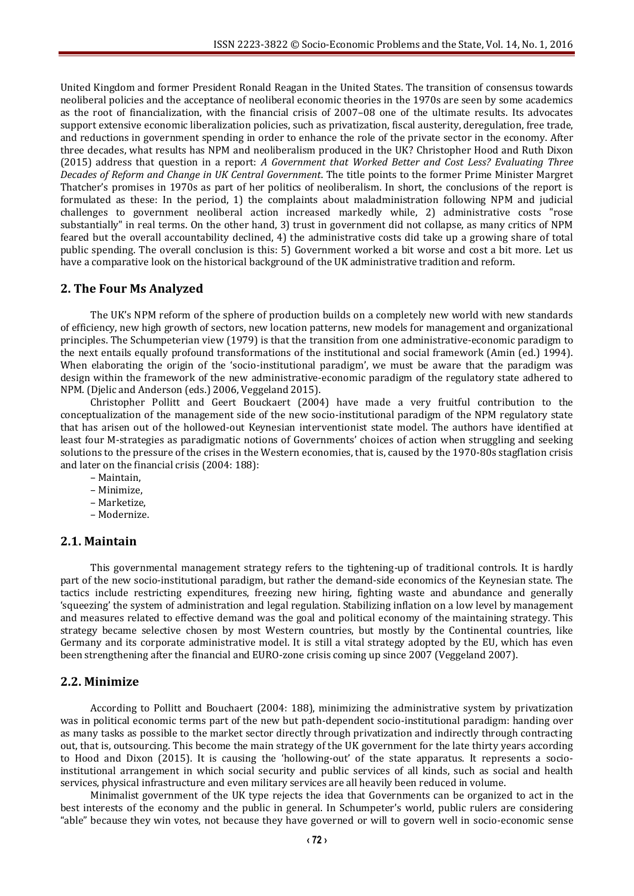United Kingdom and former President Ronald Reagan in the United States. The transition of consensus towards neoliberal policies and the acceptance of neoliberal economic theories in the 1970s are seen by some academics as the root of financialization, with the financial crisis of 2007–08 one of the ultimate results. Its advocates support extensive economic liberalization policies, such as privatization, fiscal austerity, deregulation, free trade, and reductions in government spending in order to enhance the role of the private sector in the economy. After three decades, what results has NPM and neoliberalism produced in the UK? Christopher Hood and Ruth Dixon (2015) address that question in a report: *A Government that Worked Better and Cost Less? Evaluating Three Decades of Reform and Change in UK Central Government*. The title points to the former Prime Minister Margret Thatcher's promises in 1970s as part of her politics of neoliberalism. In short, the conclusions of the report is formulated as these: In the period, 1) the complaints about maladministration following NPM and judicial challenges to government neoliberal action increased markedly while, 2) administrative costs "rose substantially" in real terms. On the other hand, 3) trust in government did not collapse, as many critics of NPM feared but the overall accountability declined, 4) the administrative costs did take up a growing share of total public spending. The overall conclusion is this: 5) Government worked a bit worse and cost a bit more. Let us have a comparative look on the historical background of the UK administrative tradition and reform.

## 2. The Four Ms Analyzed

The UK's NPM reform of the sphere of production builds on a completely new world with new standards of efficiency, new high growth of sectors, new location patterns, new models for management and organizational principles. The Schumpeterian view (1979) is that the transition from one administrative-economic paradigm to the next entails equally profound transformations of the institutional and social framework (Amin (ed.) 1994). When elaborating the origin of the 'socio-institutional paradigm', we must be aware that the paradigm was design within the framework of the new administrative-economic paradigm of the regulatory state adhered to NPM. (Djelic and Anderson (eds.) 2006, Veggeland 2015).

Christopher Pollitt and Geert Bouckaert (2004) have made a very fruitful contribution to the conceptualization of the management side of the new socio-institutional paradigm of the NPM regulatory state that has arisen out of the hollowed-out Keynesian interventionist state model. The authors have identified at least four M-strategies as paradigmatic notions of Governments' choices of action when struggling and seeking solutions to the pressure of the crises in the Western economies, that is, caused by the 1970-80s stagflation crisis and later on the financial crisis (2004: 188):

– Maintain,
– Minimize,
– Marketize,
– Modernize.

### 2.1. Maintain

This governmental management strategy refers to the tightening-up of traditional controls. It is hardly part of the new socio-institutional paradigm, but rather the demand-side economics of the Keynesian state. The tactics include restricting expenditures, freezing new hiring, fighting waste and abundance and generally 'squeezing' the system of administration and legal regulation. Stabilizing inflation on a low level by management and measures related to effective demand was the goal and political economy of the maintaining strategy. This strategy became selective chosen by most Western countries, but mostly by the Continental countries, like Germany and its corporate administrative model. It is still a vital strategy adopted by the EU, which has even been strengthening after the financial and EURO-zone crisis coming up since 2007 (Veggeland 2007).

### 2.2. Minimize

According to Pollitt and Bouchaert (2004: 188), minimizing the administrative system by privatization was in political economic terms part of the new but path-dependent socio-institutional paradigm: handing over as many tasks as possible to the market sector directly through privatization and indirectly through contracting out, that is, outsourcing. This become the main strategy of the UK government for the late thirty years according to Hood and Dixon (2015). It is causing the 'hollowing-out' of the state apparatus. It represents a socio-institutional arrangement in which social security and public services of all kinds, such as social and health services, physical infrastructure and even military services are all heavily been reduced in volume.

Minimalist government of the UK type rejects the idea that Governments can be organized to act in the best interests of the economy and the public in general. In Schumpeter's world, public rulers are considering "able" because they win votes, not because they have governed or will to govern well in socio-economic sense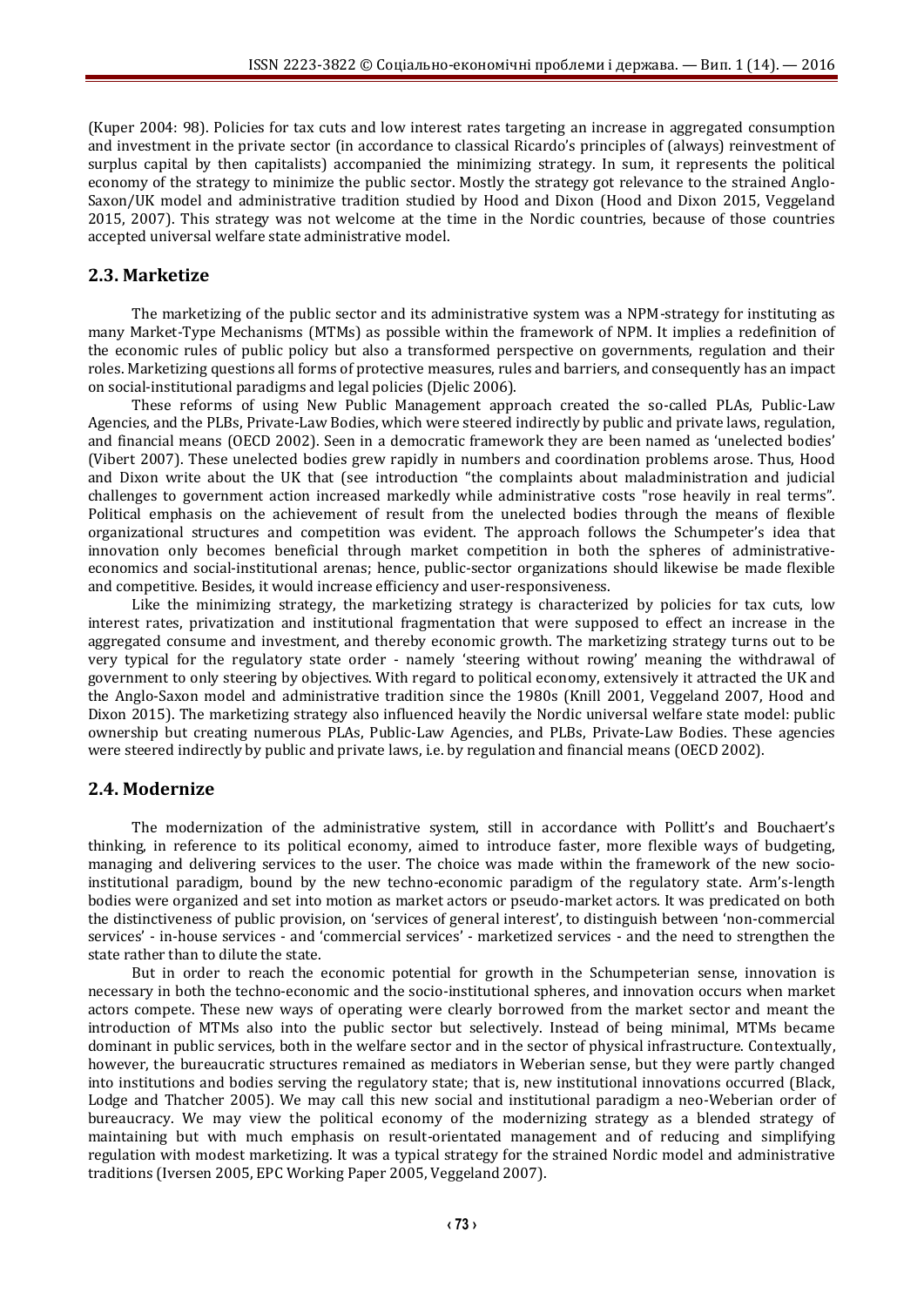(Kuper 2004: 98). Policies for tax cuts and low interest rates targeting an increase in aggregated consumption and investment in the private sector (in accordance to classical Ricardo's principles of (always) reinvestment of surplus capital by then capitalists) accompanied the minimizing strategy. In sum, it represents the political economy of the strategy to minimize the public sector. Mostly the strategy got relevance to the strained Anglo-Saxon/UK model and administrative tradition studied by Hood and Dixon (Hood and Dixon 2015, Veggeland 2015, 2007). This strategy was not welcome at the time in the Nordic countries, because of those countries accepted universal welfare state administrative model.

## 2.3. Marketize

The marketizing of the public sector and its administrative system was a NPM-strategy for instituting as many Market-Type Mechanisms (MTMs) as possible within the framework of NPM. It implies a redefinition of the economic rules of public policy but also a transformed perspective on governments, regulation and their roles. Marketizing questions all forms of protective measures, rules and barriers, and consequently has an impact on social-institutional paradigms and legal policies (Djelic 2006).

These reforms of using New Public Management approach created the so-called PLAs, Public-Law Agencies, and the PLBs, Private-Law Bodies, which were steered indirectly by public and private laws, regulation, and financial means (OECD 2002). Seen in a democratic framework they are been named as 'unelected bodies' (Vibert 2007). These unelected bodies grew rapidly in numbers and coordination problems arose. Thus, Hood and Dixon write about the UK that (see introduction "the complaints about maladministration and judicial challenges to government action increased markedly while administrative costs "rose heavily in real terms". Political emphasis on the achievement of result from the unelected bodies through the means of flexible organizational structures and competition was evident. The approach follows the Schumpeter's idea that innovation only becomes beneficial through market competition in both the spheres of administrative-economics and social-institutional arenas; hence, public-sector organizations should likewise be made flexible and competitive. Besides, it would increase efficiency and user-responsiveness.

Like the minimizing strategy, the marketizing strategy is characterized by policies for tax cuts, low interest rates, privatization and institutional fragmentation that were supposed to effect an increase in the aggregated consume and investment, and thereby economic growth. The marketizing strategy turns out to be very typical for the regulatory state order - namely 'steering without rowing' meaning the withdrawal of government to only steering by objectives. With regard to political economy, extensively it attracted the UK and the Anglo-Saxon model and administrative tradition since the 1980s (Knill 2001, Veggeland 2007, Hood and Dixon 2015). The marketizing strategy also influenced heavily the Nordic universal welfare state model: public ownership but creating numerous PLAs, Public-Law Agencies, and PLBs, Private-Law Bodies. These agencies were steered indirectly by public and private laws, i.e. by regulation and financial means (OECD 2002).

## 2.4. Modernize

The modernization of the administrative system, still in accordance with Pollitt's and Bouchaert's thinking, in reference to its political economy, aimed to introduce faster, more flexible ways of budgeting, managing and delivering services to the user. The choice was made within the framework of the new socio-institutional paradigm, bound by the new techno-economic paradigm of the regulatory state. Arm's-length bodies were organized and set into motion as market actors or pseudo-market actors. It was predicated on both the distinctiveness of public provision, on 'services of general interest', to distinguish between 'non-commercial services' - in-house services - and 'commercial services' - marketized services - and the need to strengthen the state rather than to dilute the state.

But in order to reach the economic potential for growth in the Schumpeterian sense, innovation is necessary in both the techno-economic and the socio-institutional spheres, and innovation occurs when market actors compete. These new ways of operating were clearly borrowed from the market sector and meant the introduction of MTMs also into the public sector but selectively. Instead of being minimal, MTMs became dominant in public services, both in the welfare sector and in the sector of physical infrastructure. Contextually, however, the bureaucratic structures remained as mediators in Weberian sense, but they were partly changed into institutions and bodies serving the regulatory state; that is, new institutional innovations occurred (Black, Lodge and Thatcher 2005). We may call this new social and institutional paradigm a neo-Weberian order of bureaucracy. We may view the political economy of the modernizing strategy as a blended strategy of maintaining but with much emphasis on result-orientated management and of reducing and simplifying regulation with modest marketizing. It was a typical strategy for the strained Nordic model and administrative traditions (Iversen 2005, EPC Working Paper 2005, Veggeland 2007).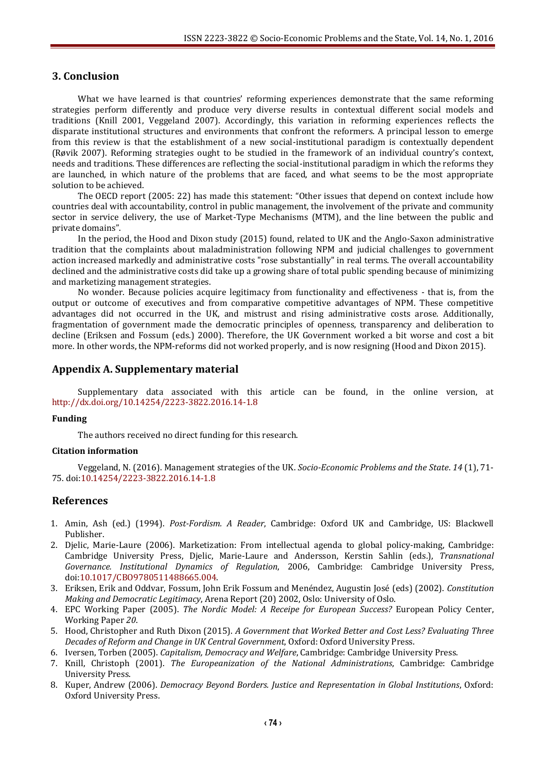## 3. Conclusion

What we have learned is that countries' reforming experiences demonstrate that the same reforming strategies perform differently and produce very diverse results in contextual different social models and traditions (Knill 2001, Veggeland 2007). Accordingly, this variation in reforming experiences reflects the disparate institutional structures and environments that confront the reformers. A principal lesson to emerge from this review is that the establishment of a new social-institutional paradigm is contextually dependent (Røvik 2007). Reforming strategies ought to be studied in the framework of an individual country's context, needs and traditions. These differences are reflecting the social-institutional paradigm in which the reforms they are launched, in which nature of the problems that are faced, and what seems to be the most appropriate solution to be achieved.

The OECD report (2005: 22) has made this statement: "Other issues that depend on context include how countries deal with accountability, control in public management, the involvement of the private and community sector in service delivery, the use of Market-Type Mechanisms (MTM), and the line between the public and private domains".

In the period, the Hood and Dixon study (2015) found, related to UK and the Anglo-Saxon administrative tradition that the complaints about maladministration following NPM and judicial challenges to government action increased markedly and administrative costs "rose substantially" in real terms. The overall accountability declined and the administrative costs did take up a growing share of total public spending because of minimizing and marketizing management strategies.

No wonder. Because policies acquire legitimacy from functionality and effectiveness - that is, from the output or outcome of executives and from comparative competitive advantages of NPM. These competitive advantages did not occurred in the UK, and mistrust and rising administrative costs arose. Additionally, fragmentation of government made the democratic principles of openness, transparency and deliberation to decline (Eriksen and Fossum (eds.) 2000). Therefore, the UK Government worked a bit worse and cost a bit more. In other words, the NPM-reforms did not worked properly, and is now resigning (Hood and Dixon 2015).

## Appendix A. Supplementary material

Supplementary data associated with this article can be found, in the online version, at http://dx.doi.org/10.14254/2223-3822.2016.14-1.8

#### Funding

The authors received no direct funding for this research.

#### Citation information

Veggeland, N. (2016). Management strategies of the UK. *Socio-Economic Problems and the State*. *14* (1), 71-75. doi:10.14254/2223-3822.2016.14-1.8

## References

1. Amin, Ash (ed.) (1994). *Post-Fordism. A Reader*, Cambridge: Oxford UK and Cambridge, US: Blackwell Publisher.
2. Djelic, Marie-Laure (2006). Marketization: From intellectual agenda to global policy-making, Cambridge: Cambridge University Press, Djelic, Marie-Laure and Andersson, Kerstin Sahlin (eds.), *Transnational Governance. Institutional Dynamics of Regulation*, 2006, Cambridge: Cambridge University Press, doi:10.1017/CBO9780511488665.004.
3. Eriksen, Erik and Oddvar, Fossum, John Erik Fossum and Menéndez, Augustin José (eds) (2002). *Constitution Making and Democratic Legitimacy*, Arena Report (20) 2002, Oslo: University of Oslo.
4. EPC Working Paper (2005). *The Nordic Model: A Receipe for European Success?* European Policy Center, Working Paper *20*.
5. Hood, Christopher and Ruth Dixon (2015). *A Government that Worked Better and Cost Less? Evaluating Three Decades of Reform and Change in UK Central Government*, Oxford: Oxford University Press.
6. Iversen, Torben (2005). *Capitalism, Democracy and Welfare*, Cambridge: Cambridge University Press.
7. Knill, Christoph (2001). *The Europeanization of the National Administrations*, Cambridge: Cambridge University Press.
8. Kuper, Andrew (2006). *Democracy Beyond Borders. Justice and Representation in Global Institutions*, Oxford: Oxford University Press.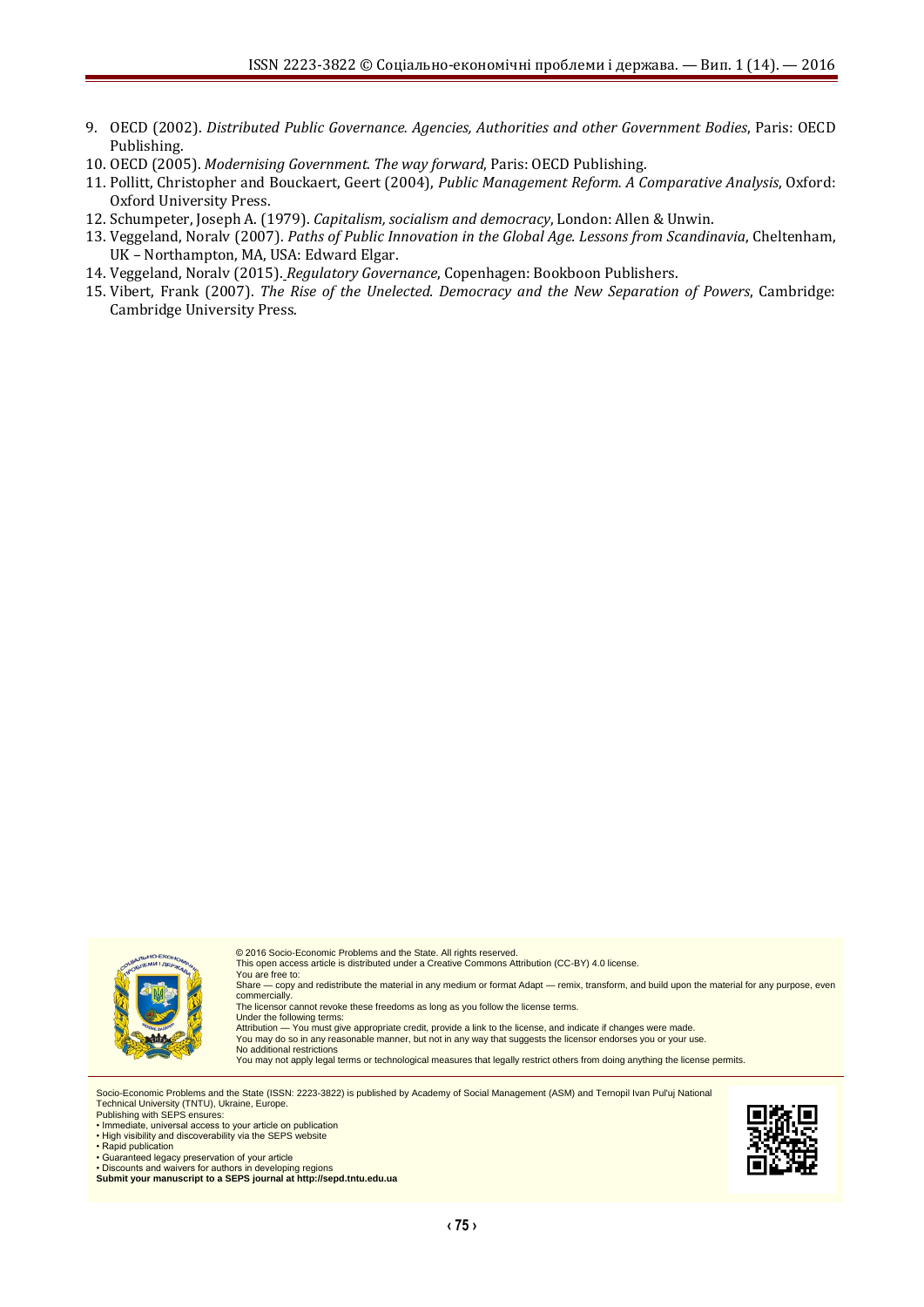9. OECD (2002). *Distributed Public Governance. Agencies, Authorities and other Government Bodies*, Paris: OECD Publishing.
10. OECD (2005). *Modernising Government. The way forward*, Paris: OECD Publishing.
11. Pollitt, Christopher and Bouckaert, Geert (2004), *Public Management Reform. A Comparative Analysis*, Oxford: Oxford University Press.
12. Schumpeter, Joseph A. (1979). *Capitalism, socialism and democracy*, London: Allen & Unwin.
13. Veggeland, Noralv (2007). *Paths of Public Innovation in the Global Age. Lessons from Scandinavia*, Cheltenham, UK – Northampton, MA, USA: Edward Elgar.
14. Veggeland, Noralv (2015). *Regulatory Governance*, Copenhagen: Bookboon Publishers.
15. Vibert, Frank (2007). *The Rise of the Unelected. Democracy and the New Separation of Powers*, Cambridge: Cambridge University Press.

© 2016 Socio-Economic Problems and the State. All rights reserved.
This open access article is distributed under a Creative Commons Attribution (CC-BY) 4.0 license.
You are free to:
Share — copy and redistribute the material in any medium or format Adapt — remix, transform, and build upon the material for any purpose, even commercially.
The licensor cannot revoke these freedoms as long as you follow the license terms.
Under the following terms:
Attribution — You must give appropriate credit, provide a link to the license, and indicate if changes were made.
You may do so in any reasonable manner, but not in any way that suggests the licensor endorses you or your use.
No additional restrictions
You may not apply legal terms or technological measures that legally restrict others from doing anything the license permits.

Socio-Economic Problems and the State (ISSN: 2223-3822) is published by Academy of Social Management (ASM) and Ternopil Ivan Pul'uj National Technical University (TNTU), Ukraine, Europe.
Publishing with SEPS ensures:
• Immediate, universal access to your article on publication
• High visibility and discoverability via the SEPS website
• Rapid publication
• Guaranteed legacy preservation of your article
• Discounts and waivers for authors in developing regions

**Submit your manuscript to a SEPS journal at http://sepd.tntu.edu.ua**